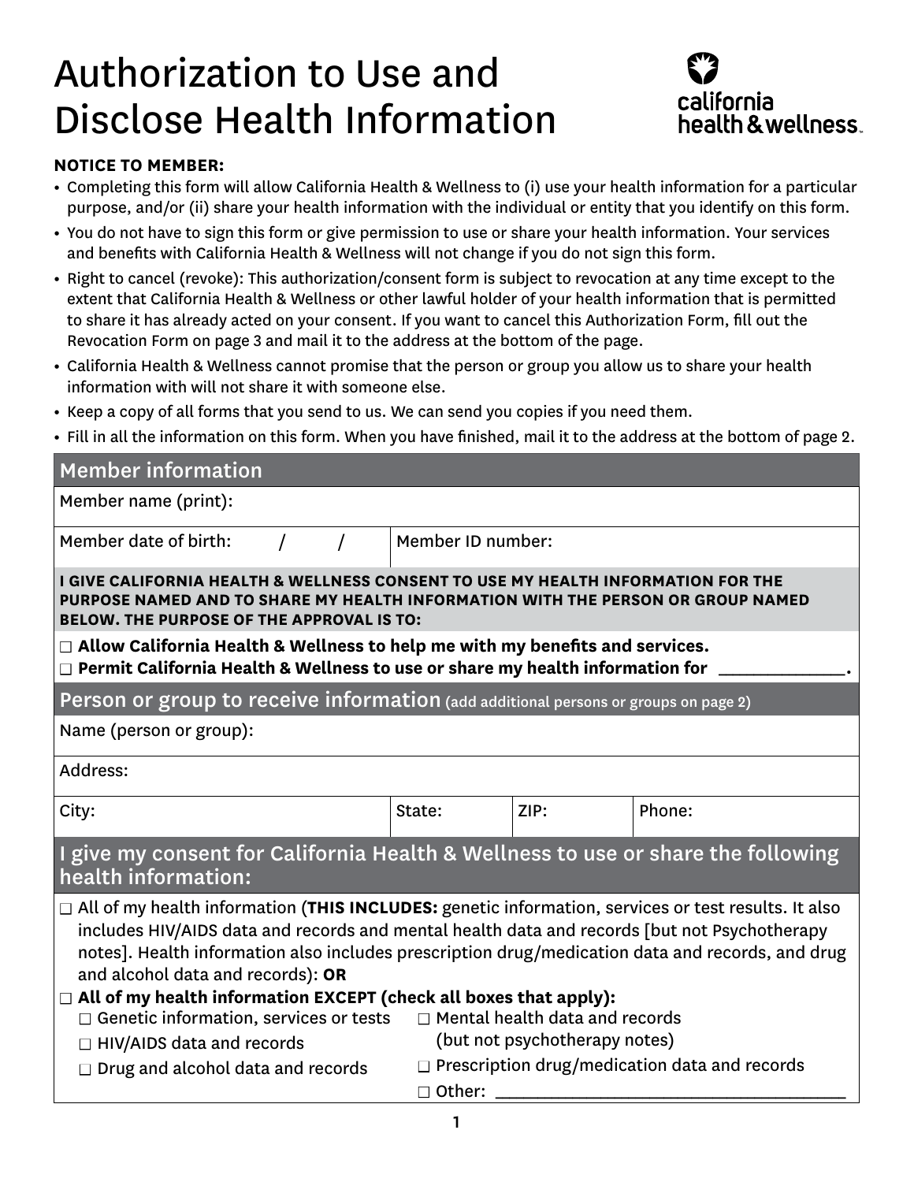# Authorization to Use and Disclose Health Information

california health & wellness

**NOTICE TO MEMBER:**

- Completing this form will allow California Health & Wellness to (i) use your health information for a particular purpose, and/or (ii) share your health information with the individual or entity that you identify on this form.
- You do not have to sign this form or give permission to use or share your health information. Your services and benefits with California Health & Wellness will not change if you do not sign this form.
- Right to cancel (revoke): This authorization/consent form is subject to revocation at any time except to the extent that California Health & Wellness or other lawful holder of your health information that is permitted to share it has already acted on your consent. If you want to cancel this Authorization Form, fill out the Revocation Form on page 3 and mail it to the address at the bottom of the page.
- California Health & Wellness cannot promise that the person or group you allow us to share your health information with will not share it with someone else.
- Keep a copy of all forms that you send to us. We can send you copies if you need them.
- Fill in all the information on this form. When you have finished, mail it to the address at the bottom of page 2.

## Member information

| Member name (print): | |
|---|---|
| Member date of birth: / / | Member ID number: |

**I GIVE CALIFORNIA HEALTH & WELLNESS CONSENT TO USE MY HEALTH INFORMATION FOR THE PURPOSE NAMED AND TO SHARE MY HEALTH INFORMATION WITH THE PERSON OR GROUP NAMED BELOW. THE PURPOSE OF THE APPROVAL IS TO:**

☐ **Allow California Health & Wellness to help me with my benefits and services.**
☐ **Permit California Health & Wellness to use or share my health information for ______________.**

## Person or group to receive information (add additional persons or groups on page 2)

| Name (person or group): | | | |
|---|---|---|---|
| Address: | | | |
| City: | State: | ZIP: | Phone: |

## I give my consent for California Health & Wellness to use or share the following health information:

☐ All of my health information (**THIS INCLUDES:** genetic information, services or test results. It also includes HIV/AIDS data and records and mental health data and records [but not Psychotherapy notes]. Health information also includes prescription drug/medication data and records, and drug and alcohol data and records): **OR**

☐ **All of my health information EXCEPT (check all boxes that apply):**

- ☐ Genetic information, services or tests
- ☐ HIV/AIDS data and records
- ☐ Drug and alcohol data and records
- ☐ Mental health data and records (but not psychotherapy notes)
- ☐ Prescription drug/medication data and records
- ☐ Other: ________________________________________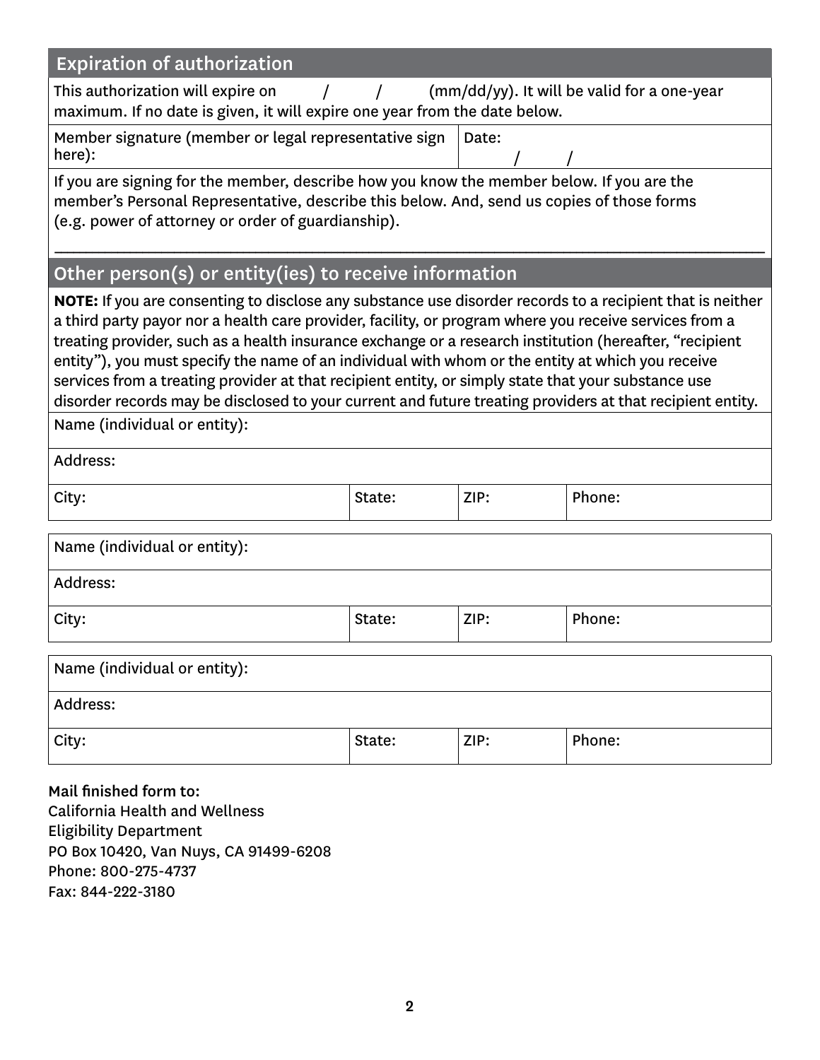## Expiration of authorization

This authorization will expire on ___ / ___ / ___ (mm/dd/yy). It will be valid for a one-year maximum. If no date is given, it will expire one year from the date below.

| Member signature (member or legal representative sign here): | Date: / / |
|---|---|

If you are signing for the member, describe how you know the member below. If you are the member's Personal Representative, describe this below. And, send us copies of those forms (e.g. power of attorney or order of guardianship).

______________________________________________________________________________

## Other person(s) or entity(ies) to receive information

**NOTE:** If you are consenting to disclose any substance use disorder records to a recipient that is neither a third party payor nor a health care provider, facility, or program where you receive services from a treating provider, such as a health insurance exchange or a research institution (hereafter, "recipient entity"), you must specify the name of an individual with whom or the entity at which you receive services from a treating provider at that recipient entity, or simply state that your substance use disorder records may be disclosed to your current and future treating providers at that recipient entity.

| Name (individual or entity): | | | |
|---|---|---|---|
| Address: | | | |
| City: | State: | ZIP: | Phone: |

| Name (individual or entity): | | | |
|---|---|---|---|
| Address: | | | |
| City: | State: | ZIP: | Phone: |

| Name (individual or entity): | | | |
|---|---|---|---|
| Address: | | | |
| City: | State: | ZIP: | Phone: |

Mail finished form to:
California Health and Wellness
Eligibility Department
PO Box 10420, Van Nuys, CA 91499-6208
Phone: 800-275-4737
Fax: 844-222-3180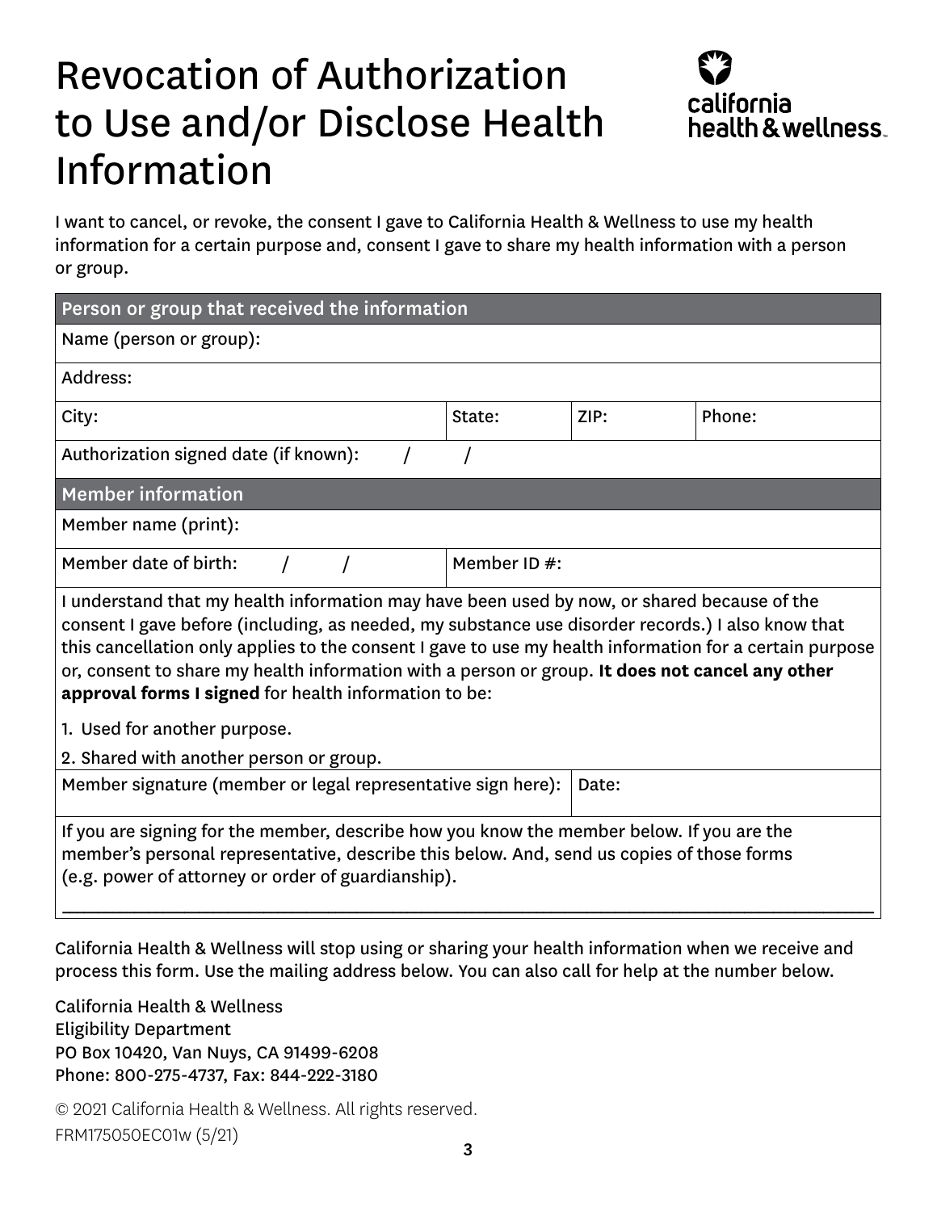# Revocation of Authorization to Use and/or Disclose Health Information

california health & wellness

I want to cancel, or revoke, the consent I gave to California Health & Wellness to use my health information for a certain purpose and, consent I gave to share my health information with a person or group.

| Person or group that received the information | | | |
|---|---|---|---|
| Name (person or group): | | | |
| Address: | | | |
| City: | State: | ZIP: | Phone: |
| Authorization signed date (if known): / / | | | |

| Member information | |
|---|---|
| Member name (print): | |
| Member date of birth: / / | Member ID #: |

I understand that my health information may have been used by now, or shared because of the consent I gave before (including, as needed, my substance use disorder records.) I also know that this cancellation only applies to the consent I gave to use my health information for a certain purpose or, consent to share my health information with a person or group. **It does not cancel any other approval forms I signed** for health information to be:

1. Used for another purpose.
2. Shared with another person or group.

| Member signature (member or legal representative sign here): | Date: |
|---|---|
| | |

If you are signing for the member, describe how you know the member below. If you are the member's personal representative, describe this below. And, send us copies of those forms (e.g. power of attorney or order of guardianship).

______________________________________________________________________________

California Health & Wellness will stop using or sharing your health information when we receive and process this form. Use the mailing address below. You can also call for help at the number below.

California Health & Wellness
Eligibility Department
PO Box 10420, Van Nuys, CA 91499-6208
Phone: 800-275-4737, Fax: 844-222-3180

© 2021 California Health & Wellness. All rights reserved.
FRM175050EC01w (5/21)